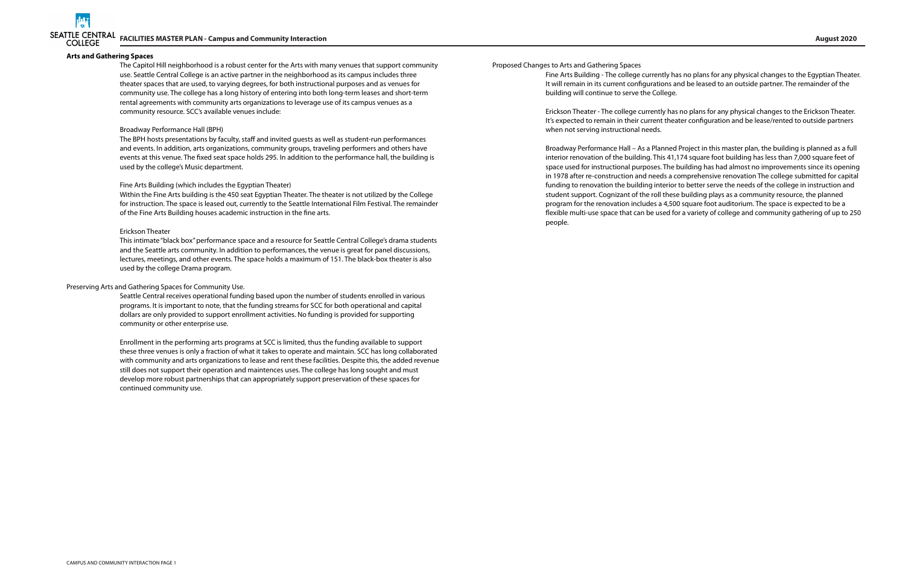## Arts and Gathering Spaces

The Capitol Hill neighborhood is a robust center for the Arts with many venues that support community use. Seattle Central College is an active partner in the neighborhood as its campus includes three theater spaces that are used, to varying degrees, for both instructional purposes and as venues for community use. The college has a long history of entering into both long-term leases and short-term rental agreements with community arts organizations to leverage use of its campus venues as a community resource. SCC's available venues include:

### Broadway Performance Hall (BPH)

The BPH hosts presentations by faculty, staff and invited guests as well as student-run performances and events. In addition, arts organizations, community groups, traveling performers and others have events at this venue. The fixed seat space holds 295. In addition to the performance hall, the building is used by the college's Music department.

### Fine Arts Building (which includes the Egyptian Theater)

Within the Fine Arts building is the 450 seat Egyptian Theater. The theater is not utilized by the College for instruction. The space is leased out, currently to the Seattle International Film Festival. The remainder of the Fine Arts Building houses academic instruction in the fine arts.

### Erickson Theater

This intimate "black box" performance space and a resource for Seattle Central College's drama students and the Seattle arts community. In addition to performances, the venue is great for panel discussions, lectures, meetings, and other events. The space holds a maximum of 151. The black-box theater is also used by the college Drama program.

### Preserving Arts and Gathering Spaces for Community Use.

Seattle Central receives operational funding based upon the number of students enrolled in various programs. It is important to note, that the funding streams for SCC for both operational and capital dollars are only provided to support enrollment activities. No funding is provided for supporting community or other enterprise use.

Enrollment in the performing arts programs at SCC is limited, thus the funding available to support these three venues is only a fraction of what it takes to operate and maintain. SCC has long collaborated with community and arts organizations to lease and rent these facilities. Despite this, the added revenue still does not support their operation and maintences uses. The college has long sought and must develop more robust partnerships that can appropriately support preservation of these spaces for continued community use.

### Proposed Changes to Arts and Gathering Spaces

Fine Arts Building - The college currently has no plans for any physical changes to the Egyptian Theater. It will remain in its current configurations and be leased to an outside partner. The remainder of the building will continue to serve the College.

Erickson Theater - The college currently has no plans for any physical changes to the Erickson Theater. It's expected to remain in their current theater configuration and be lease/rented to outside partners when not serving instructional needs.

Broadway Performance Hall – As a Planned Project in this master plan, the building is planned as a full interior renovation of the building. This 41,174 square foot building has less than 7,000 square feet of space used for instructional purposes. The building has had almost no improvements since its opening in 1978 after re-construction and needs a comprehensive renovation The college submitted for capital funding to renovation the building interior to better serve the needs of the college in instruction and student support. Cognizant of the roll these building plays as a community resource, the planned program for the renovation includes a 4,500 square foot auditorium. The space is expected to be a flexible multi-use space that can be used for a variety of college and community gathering of up to 250 people.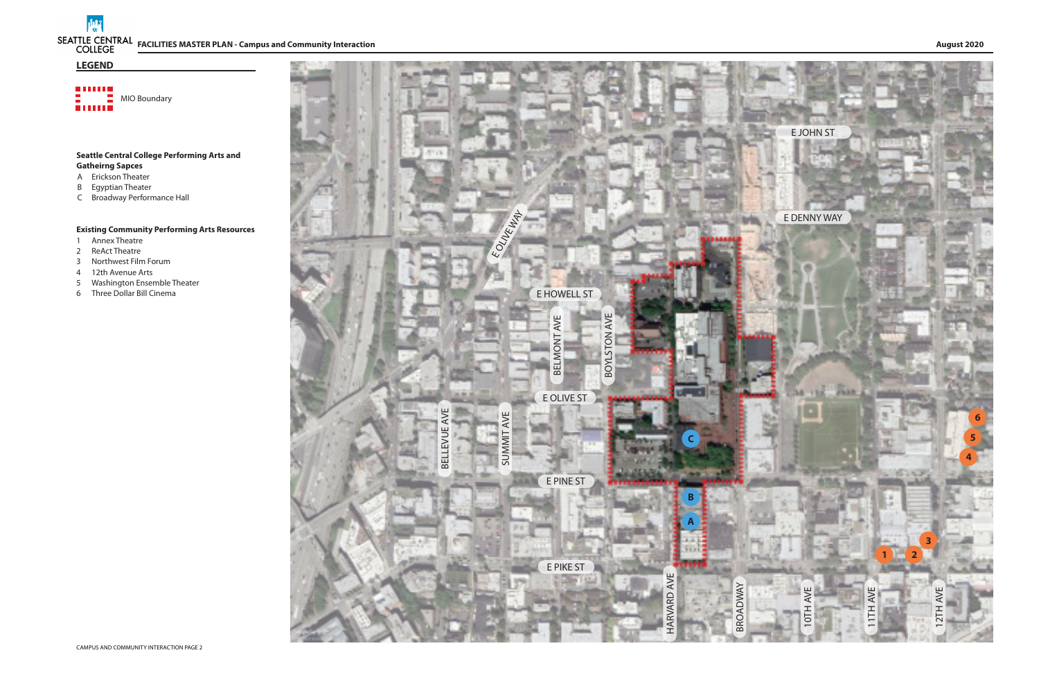## LEGEND

MIO Boundary

**Seattle Central College Performing Arts and Gatheirng Sapces**

- A Erickson Theater
- B Egyptian Theater
- C Broadway Performance Hall

**Existing Community Performing Arts Resources**

1. Annex Theatre
2. ReAct Theatre
3. Northwest Film Forum
4. 12th Avenue Arts
5. Washington Ensemble Theater
6. Three Dollar Bill Cinema

E JOHN ST

E DENNY WAY

E OLIVE WAY

E HOWELL ST

BELMONT AVE

BOYLSTON AVE

E OLIVE ST

BELLEVUE AVE

SUMMIT AVE

E PINE ST

E PIKE ST

HARVARD AVE

BROADWAY

10TH AVE

11TH AVE

12TH AVE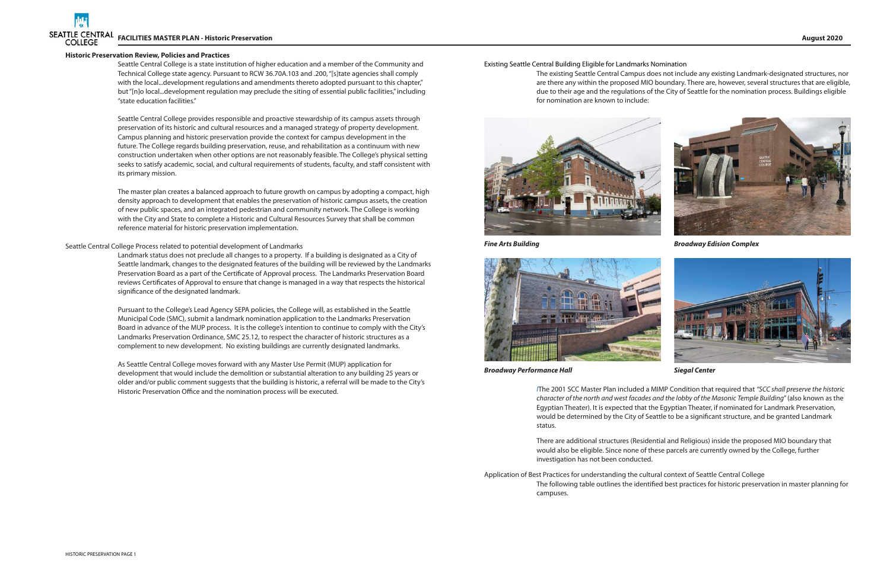## Historic Preservation Review, Policies and Practices

Seattle Central College is a state institution of higher education and a member of the Community and Technical College state agency. Pursuant to RCW 36.70A.103 and .200, "[s]tate agencies shall comply with the local...development regulations and amendments thereto adopted pursuant to this chapter," but "[n]o local...development regulation may preclude the siting of essential public facilities," including "state education facilities."

Seattle Central College provides responsible and proactive stewardship of its campus assets through preservation of its historic and cultural resources and a managed strategy of property development. Campus planning and historic preservation provide the context for campus development in the future. The College regards building preservation, reuse, and rehabilitation as a continuum with new construction undertaken when other options are not reasonably feasible. The College's physical setting seeks to satisfy academic, social, and cultural requirements of students, faculty, and staff consistent with its primary mission.

The master plan creates a balanced approach to future growth on campus by adopting a compact, high density approach to development that enables the preservation of historic campus assets, the creation of new public spaces, and an integrated pedestrian and community network. The College is working with the City and State to complete a Historic and Cultural Resources Survey that shall be common reference material for historic preservation implementation.

### Seattle Central College Process related to potential development of Landmarks

Landmark status does not preclude all changes to a property. If a building is designated as a City of Seattle landmark, changes to the designated features of the building will be reviewed by the Landmarks Preservation Board as a part of the Certificate of Approval process. The Landmarks Preservation Board reviews Certificates of Approval to ensure that change is managed in a way that respects the historical significance of the designated landmark.

Pursuant to the College's Lead Agency SEPA policies, the College will, as established in the Seattle Municipal Code (SMC), submit a landmark nomination application to the Landmarks Preservation Board in advance of the MUP process. It is the college's intention to continue to comply with the City's Landmarks Preservation Ordinance, SMC 25.12, to respect the character of historic structures as a complement to new development. No existing buildings are currently designated landmarks.

As Seattle Central College moves forward with any Master Use Permit (MUP) application for development that would include the demolition or substantial alteration to any building 25 years or older and/or public comment suggests that the building is historic, a referral will be made to the City's Historic Preservation Office and the nomination process will be executed.

### Existing Seattle Central Building Eligible for Landmarks Nomination

The existing Seattle Central Campus does not include any existing Landmark-designated structures, nor are there any within the proposed MIO boundary. There are, however, several structures that are eligible, due to their age and the regulations of the City of Seattle for the nomination process. Buildings eligible for nomination are known to include:

***Fine Arts Building***

***Broadway Edision Complex***

***Broadway Performance Hall***

***Siegal Center***

/The 2001 SCC Master Plan included a MIMP Condition that required that *"SCC shall preserve the historic character of the north and west facades and the lobby of the Masonic Temple Building"* (also known as the Egyptian Theater). It is expected that the Egyptian Theater, if nominated for Landmark Preservation, would be determined by the City of Seattle to be a significant structure, and be granted Landmark status.

There are additional structures (Residential and Religious) inside the proposed MIO boundary that would also be eligible. Since none of these parcels are currently owned by the College, further investigation has not been conducted.

### Application of Best Practices for understanding the cultural context of Seattle Central College

The following table outlines the identified best practices for historic preservation in master planning for campuses.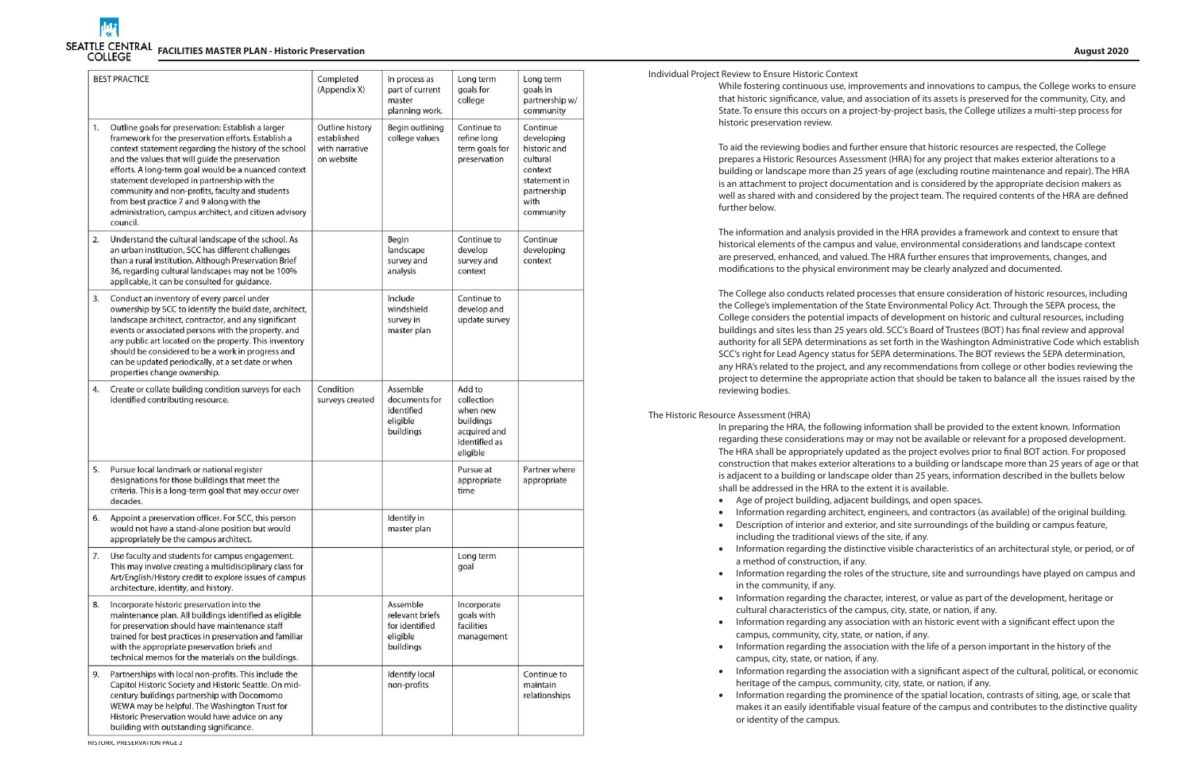| BEST PRACTICE | Completed (Appendix X) | In process as part of current master planning work. | Long term goals for college | Long term goals in partnership w/ community |
|---|---|---|---|---|
| 1. Outline goals for preservation: Establish a larger framework for the preservation efforts. Establish a context statement regarding the history of the school and the values that will guide the preservation efforts. A long-term goal would be a nuanced context statement developed in partnership with the community and non-profits, faculty and students from best practice 7 and 9 along with the administration, campus architect, and citizen advisory council. | Outline history established with narrative on website | Begin outlining college values | Continue to refine long term goals for preservation | Continue developing historic and cultural context statement in partnership with community |
| 2. Understand the cultural landscape of the school. As an urban institution, SCC has different challenges than a rural institution. Although Preservation Brief 36, regarding cultural landscapes may not be 100% applicable, it can be consulted for guidance. | | Begin landscape survey and analysis | Continue to develop survey and context | Continue developing context |
| 3. Conduct an inventory of every parcel under ownership by SCC to identify the build date, architect, landscape architect, contractor, and any significant events or associated persons with the property, and any public art located on the property. This inventory should be considered to be a work in progress and can be updated periodically, at a set date or when properties change ownership. | | Include windshield survey in master plan | Continue to develop and update survey | |
| 4. Create or collate building condition surveys for each identified contributing resource. | Condition surveys created | Assemble documents for identified eligible buildings | Add to collection when new buildings acquired and identified as eligible | |
| 5. Pursue local landmark or national register designations for those buildings that meet the criteria. This is a long-term goal that may occur over decades. | | | Pursue at appropriate time | Partner where appropriate |
| 6. Appoint a preservation officer. For SCC, this person would not have a stand-alone position but would appropriately be the campus architect. | | Identify in master plan | | |
| 7. Use faculty and students for campus engagement. This may involve creating a multidisciplinary class for Art/English/History credit to explore issues of campus architecture, identity, and history. | | | Long term goal | |
| 8. Incorporate historic preservation into the maintenance plan. All buildings identified as eligible for preservation should have maintenance staff trained for best practices in preservation and familiar with the appropriate preservation briefs and technical memos for the materials on the buildings. | | Assemble relevant briefs for identified eligible buildings | Incorporate goals with facilities management | |
| 9. Partnerships with local non-profits. This include the Capitol Historic Society and Historic Seattle. On mid-century buildings partnership with Docomomo WEWA may be helpful. The Washington Trust for Historic Preservation would have advice on any building with outstanding significance. | | Identify local non-profits | | Continue to maintain relationships |

## Individual Project Review to Ensure Historic Context

While fostering continuous use, improvements and innovations to campus, the College works to ensure that historic significance, value, and association of its assets is preserved for the community, City, and State. To ensure this occurs on a project-by-project basis, the College utilizes a multi-step process for historic preservation review.

To aid the reviewing bodies and further ensure that historic resources are respected, the College prepares a Historic Resources Assessment (HRA) for any project that makes exterior alterations to a building or landscape more than 25 years of age (excluding routine maintenance and repair). The HRA is an attachment to project documentation and is considered by the appropriate decision makers as well as shared with and considered by the project team. The required contents of the HRA are defined further below.

The information and analysis provided in the HRA provides a framework and context to ensure that historical elements of the campus and value, environmental considerations and landscape context are preserved, enhanced, and valued. The HRA further ensures that improvements, changes, and modifications to the physical environment may be clearly analyzed and documented.

The College also conducts related processes that ensure consideration of historic resources, including the College's implementation of the State Environmental Policy Act. Through the SEPA process, the College considers the potential impacts of development on historic and cultural resources, including buildings and sites less than 25 years old. SCC's Board of Trustees (BOT) has final review and approval authority for all SEPA determinations as set forth in the Washington Administrative Code which establish SCC's right for Lead Agency status for SEPA determinations. The BOT reviews the SEPA determination, any HRA's related to the project, and any recommendations from college or other bodies reviewing the project to determine the appropriate action that should be taken to balance all the issues raised by the reviewing bodies.

## The Historic Resource Assessment (HRA)

In preparing the HRA, the following information shall be provided to the extent known. Information regarding these considerations may or may not be available or relevant for a proposed development. The HRA shall be appropriately updated as the project evolves prior to final BOT action. For proposed construction that makes exterior alterations to a building or landscape more than 25 years of age or that is adjacent to a building or landscape older than 25 years, information described in the bullets below shall be addressed in the HRA to the extent it is available.

- Age of project building, adjacent buildings, and open spaces.
- Information regarding architect, engineers, and contractors (as available) of the original building.
- Description of interior and exterior, and site surroundings of the building or campus feature, including the traditional views of the site, if any.
- Information regarding the distinctive visible characteristics of an architectural style, or period, or of a method of construction, if any.
- Information regarding the roles of the structure, site and surroundings have played on campus and in the community, if any.
- Information regarding the character, interest, or value as part of the development, heritage or cultural characteristics of the campus, city, state, or nation, if any.
- Information regarding any association with an historic event with a significant effect upon the campus, community, city, state, or nation, if any.
- Information regarding the association with the life of a person important in the history of the campus, city, state, or nation, if any.
- Information regarding the association with a significant aspect of the cultural, political, or economic heritage of the campus, community, city, state, or nation, if any.
- Information regarding the prominence of the spatial location, contrasts of siting, age, or scale that makes it an easily identifiable visual feature of the campus and contributes to the distinctive quality or identity of the campus.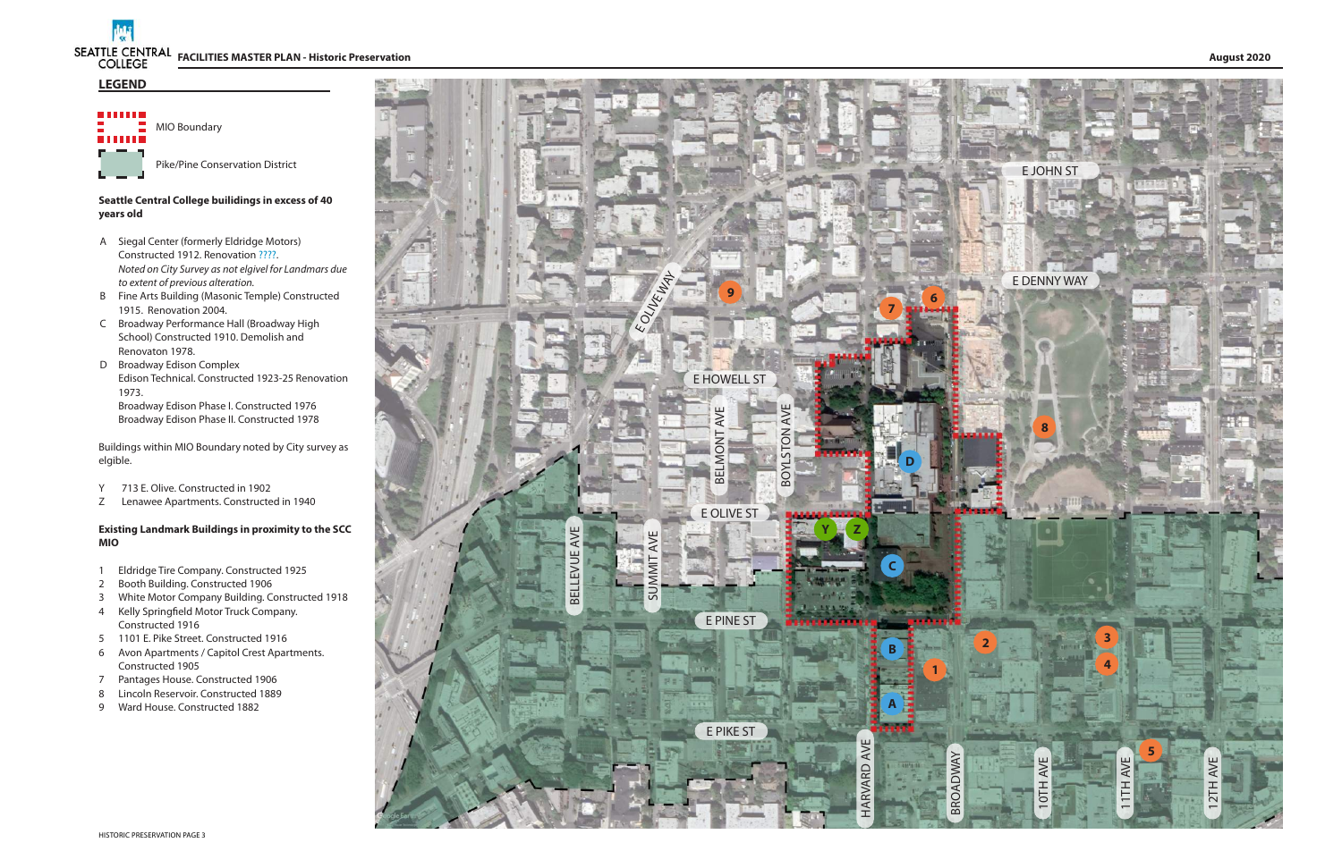## LEGEND

MIO Boundary

Pike/Pine Conservation District

**Seattle Central College builidings in excess of 40 years old**

- A Siegal Center (formerly Eldridge Motors) Constructed 1912. Renovation ????. *Noted on City Survey as not elgivel for Landmars due to extent of previous alteration.*
- B Fine Arts Building (Masonic Temple) Constructed 1915. Renovation 2004.
- C Broadway Performance Hall (Broadway High School) Constructed 1910. Demolish and Renovaton 1978.
- D Broadway Edison Complex
  Edison Technical. Constructed 1923-25 Renovation 1973.
  Broadway Edison Phase I. Constructed 1976
  Broadway Edison Phase II. Constructed 1978

Buildings within MIO Boundary noted by City survey as eligible.

- Y 713 E. Olive. Constructed in 1902
- Z Lenawee Apartments. Constructed in 1940

**Existing Landmark Buildings in proximity to the SCC MIO**

1. Eldridge Tire Company. Constructed 1925
2. Booth Building. Constructed 1906
3. White Motor Company Building. Constructed 1918
4. Kelly Springfield Motor Truck Company. Constructed 1916
5. 1101 E. Pike Street. Constructed 1916
6. Avon Apartments / Capitol Crest Apartments. Constructed 1905
7. Pantages House. Constructed 1906
8. Lincoln Reservoir. Constructed 1889
9. Ward House. Constructed 1882

E JOHN ST
E DENNY WAY
E OLIVE WAY
E HOWELL ST
BELMONT AVE
BOYLSTON AVE
E OLIVE ST
BELLEVUE AVE
SUMMIT AVE
E PINE ST
E PIKE ST
HARVARD AVE
BROADWAY
10TH AVE
11TH AVE
12TH AVE